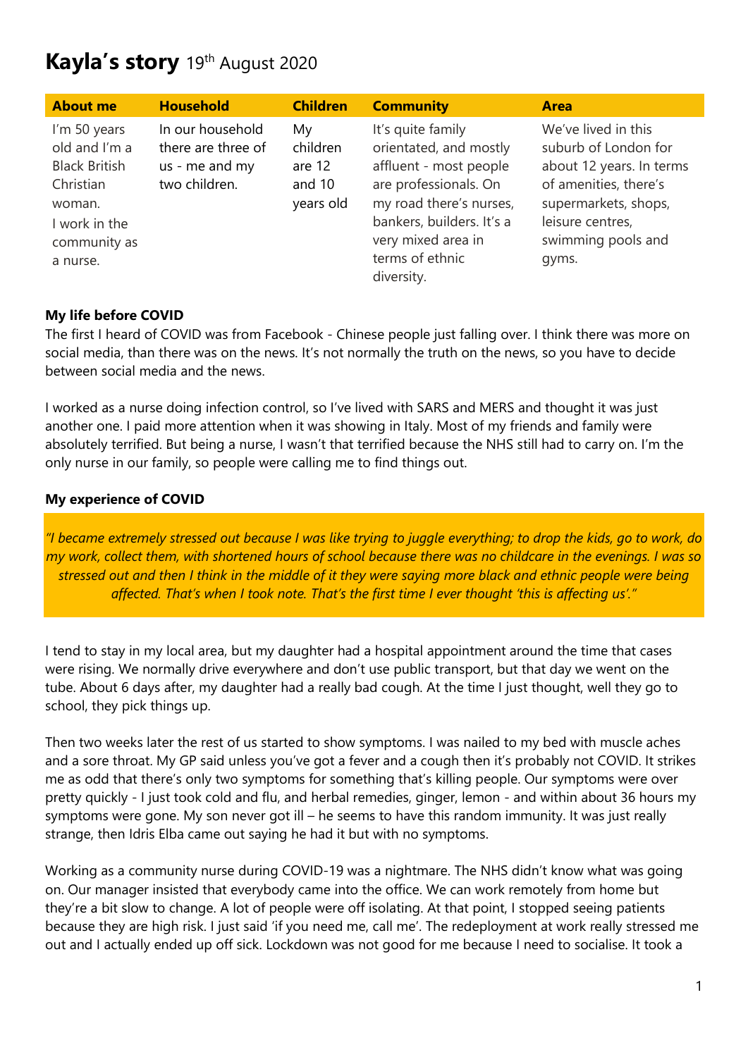# **Kayla's story** 19th August 2020

| About me | Household | Children | Community | Area |
|---|---|---|---|---|
| I'm 50 years old and I'm a Black British Christian woman. I work in the community as a nurse. | In our household there are three of us - me and my two children. | My children are 12 and 10 years old | It's quite family orientated, and mostly affluent - most people are professionals. On my road there's nurses, bankers, builders. It's a very mixed area in terms of ethnic diversity. | We've lived in this suburb of London for about 12 years. In terms of amenities, there's supermarkets, shops, leisure centres, swimming pools and gyms. |

**My life before COVID**

The first I heard of COVID was from Facebook - Chinese people just falling over. I think there was more on social media, than there was on the news. It's not normally the truth on the news, so you have to decide between social media and the news.

I worked as a nurse doing infection control, so I've lived with SARS and MERS and thought it was just another one. I paid more attention when it was showing in Italy. Most of my friends and family were absolutely terrified. But being a nurse, I wasn't that terrified because the NHS still had to carry on. I'm the only nurse in our family, so people were calling me to find things out.

**My experience of COVID**

*"I became extremely stressed out because I was like trying to juggle everything; to drop the kids, go to work, do my work, collect them, with shortened hours of school because there was no childcare in the evenings. I was so stressed out and then I think in the middle of it they were saying more black and ethnic people were being affected. That's when I took note. That's the first time I ever thought 'this is affecting us'."*

I tend to stay in my local area, but my daughter had a hospital appointment around the time that cases were rising. We normally drive everywhere and don't use public transport, but that day we went on the tube. About 6 days after, my daughter had a really bad cough. At the time I just thought, well they go to school, they pick things up.

Then two weeks later the rest of us started to show symptoms. I was nailed to my bed with muscle aches and a sore throat. My GP said unless you've got a fever and a cough then it's probably not COVID. It strikes me as odd that there's only two symptoms for something that's killing people. Our symptoms were over pretty quickly - I just took cold and flu, and herbal remedies, ginger, lemon - and within about 36 hours my symptoms were gone. My son never got ill – he seems to have this random immunity. It was just really strange, then Idris Elba came out saying he had it but with no symptoms.

Working as a community nurse during COVID-19 was a nightmare. The NHS didn't know what was going on. Our manager insisted that everybody came into the office. We can work remotely from home but they're a bit slow to change. A lot of people were off isolating. At that point, I stopped seeing patients because they are high risk. I just said 'if you need me, call me'. The redeployment at work really stressed me out and I actually ended up off sick. Lockdown was not good for me because I need to socialise. It took a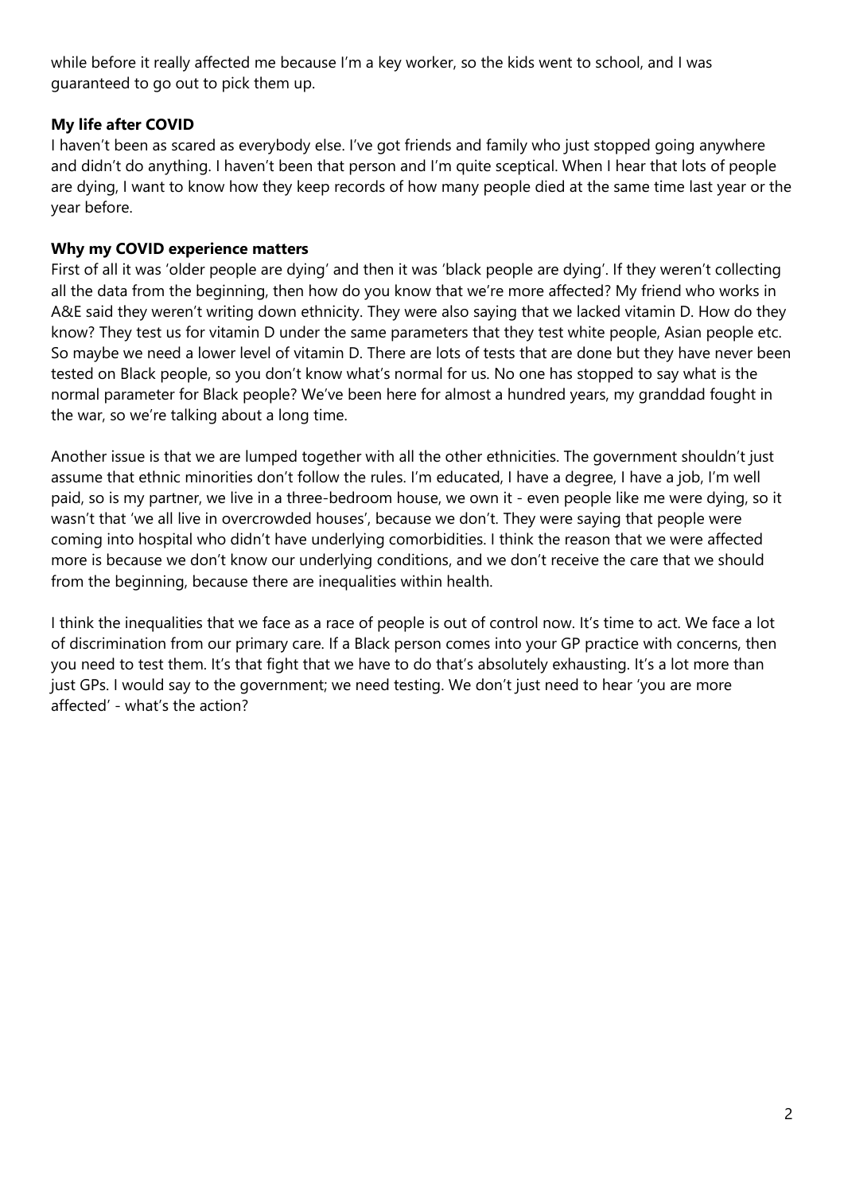while before it really affected me because I'm a key worker, so the kids went to school, and I was guaranteed to go out to pick them up.

**My life after COVID**

I haven't been as scared as everybody else. I've got friends and family who just stopped going anywhere and didn't do anything. I haven't been that person and I'm quite sceptical. When I hear that lots of people are dying, I want to know how they keep records of how many people died at the same time last year or the year before.

**Why my COVID experience matters**

First of all it was 'older people are dying' and then it was 'black people are dying'. If they weren't collecting all the data from the beginning, then how do you know that we're more affected? My friend who works in A&E said they weren't writing down ethnicity. They were also saying that we lacked vitamin D. How do they know? They test us for vitamin D under the same parameters that they test white people, Asian people etc. So maybe we need a lower level of vitamin D. There are lots of tests that are done but they have never been tested on Black people, so you don't know what's normal for us. No one has stopped to say what is the normal parameter for Black people? We've been here for almost a hundred years, my granddad fought in the war, so we're talking about a long time.

Another issue is that we are lumped together with all the other ethnicities. The government shouldn't just assume that ethnic minorities don't follow the rules. I'm educated, I have a degree, I have a job, I'm well paid, so is my partner, we live in a three-bedroom house, we own it - even people like me were dying, so it wasn't that 'we all live in overcrowded houses', because we don't. They were saying that people were coming into hospital who didn't have underlying comorbidities. I think the reason that we were affected more is because we don't know our underlying conditions, and we don't receive the care that we should from the beginning, because there are inequalities within health.

I think the inequalities that we face as a race of people is out of control now. It's time to act. We face a lot of discrimination from our primary care. If a Black person comes into your GP practice with concerns, then you need to test them. It's that fight that we have to do that's absolutely exhausting. It's a lot more than just GPs. I would say to the government; we need testing. We don't just need to hear 'you are more affected' - what's the action?